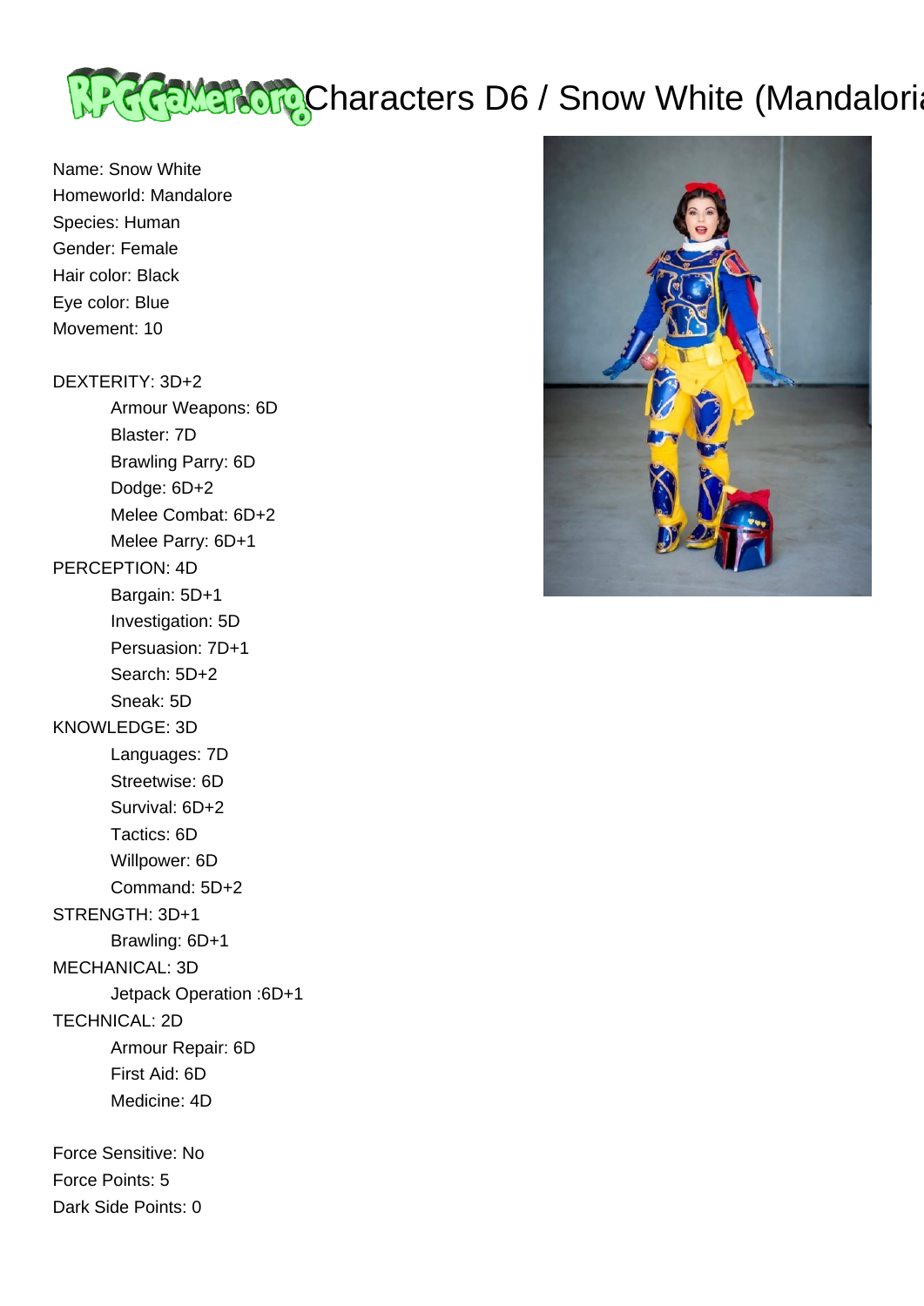# Characters D6 / Snow White (Mandalori

Name: Snow White
Homeworld: Mandalore
Species: Human
Gender: Female
Hair color: Black
Eye color: Blue
Movement: 10

DEXTERITY: 3D+2
- Armour Weapons: 6D
- Blaster: 7D
- Brawling Parry: 6D
- Dodge: 6D+2
- Melee Combat: 6D+2
- Melee Parry: 6D+1

PERCEPTION: 4D
- Bargain: 5D+1
- Investigation: 5D
- Persuasion: 7D+1
- Search: 5D+2
- Sneak: 5D

KNOWLEDGE: 3D
- Languages: 7D
- Streetwise: 6D
- Survival: 6D+2
- Tactics: 6D
- Willpower: 6D
- Command: 5D+2

STRENGTH: 3D+1
- Brawling: 6D+1

MECHANICAL: 3D
- Jetpack Operation :6D+1

TECHNICAL: 2D
- Armour Repair: 6D
- First Aid: 6D
- Medicine: 4D

Force Sensitive: No
Force Points: 5
Dark Side Points: 0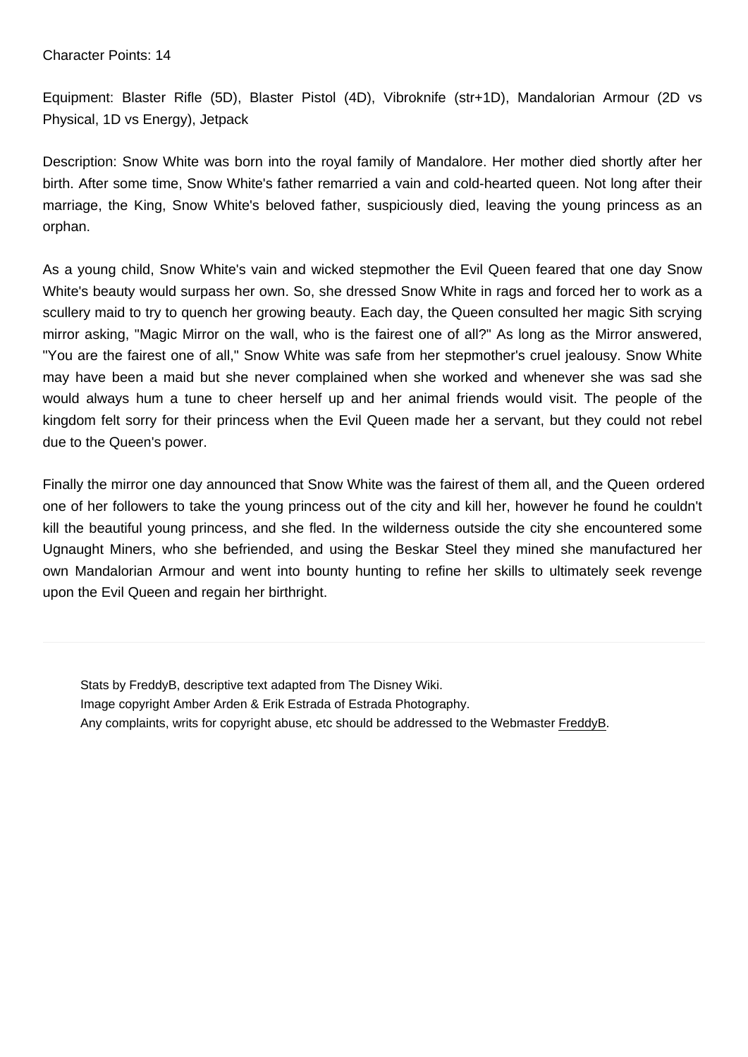Character Points: 14

Equipment: Blaster Rifle (5D), Blaster Pistol (4D), Vibroknife (str+1D), Mandalorian Armour (2D vs Physical, 1D vs Energy), Jetpack

Description: Snow White was born into the royal family of Mandalore. Her mother died shortly after her birth. After some time, Snow White's father remarried a vain and cold-hearted queen. Not long after their marriage, the King, Snow White's beloved father, suspiciously died, leaving the young princess as an orphan.

As a young child, Snow White's vain and wicked stepmother the Evil Queen feared that one day Snow White's beauty would surpass her own. So, she dressed Snow White in rags and forced her to work as a scullery maid to try to quench her growing beauty. Each day, the Queen consulted her magic Sith scrying mirror asking, "Magic Mirror on the wall, who is the fairest one of all?" As long as the Mirror answered, "You are the fairest one of all," Snow White was safe from her stepmother's cruel jealousy. Snow White may have been a maid but she never complained when she worked and whenever she was sad she would always hum a tune to cheer herself up and her animal friends would visit. The people of the kingdom felt sorry for their princess when the Evil Queen made her a servant, but they could not rebel due to the Queen's power.

Finally the mirror one day announced that Snow White was the fairest of them all, and the Queen ordered one of her followers to take the young princess out of the city and kill her, however he found he couldn't kill the beautiful young princess, and she fled. In the wilderness outside the city she encountered some Ugnaught Miners, who she befriended, and using the Beskar Steel they mined she manufactured her own Mandalorian Armour and went into bounty hunting to refine her skills to ultimately seek revenge upon the Evil Queen and regain her birthright.

---

Stats by FreddyB, descriptive text adapted from The Disney Wiki.
Image copyright Amber Arden & Erik Estrada of Estrada Photography.
Any complaints, writs for copyright abuse, etc should be addressed to the Webmaster FreddyB.